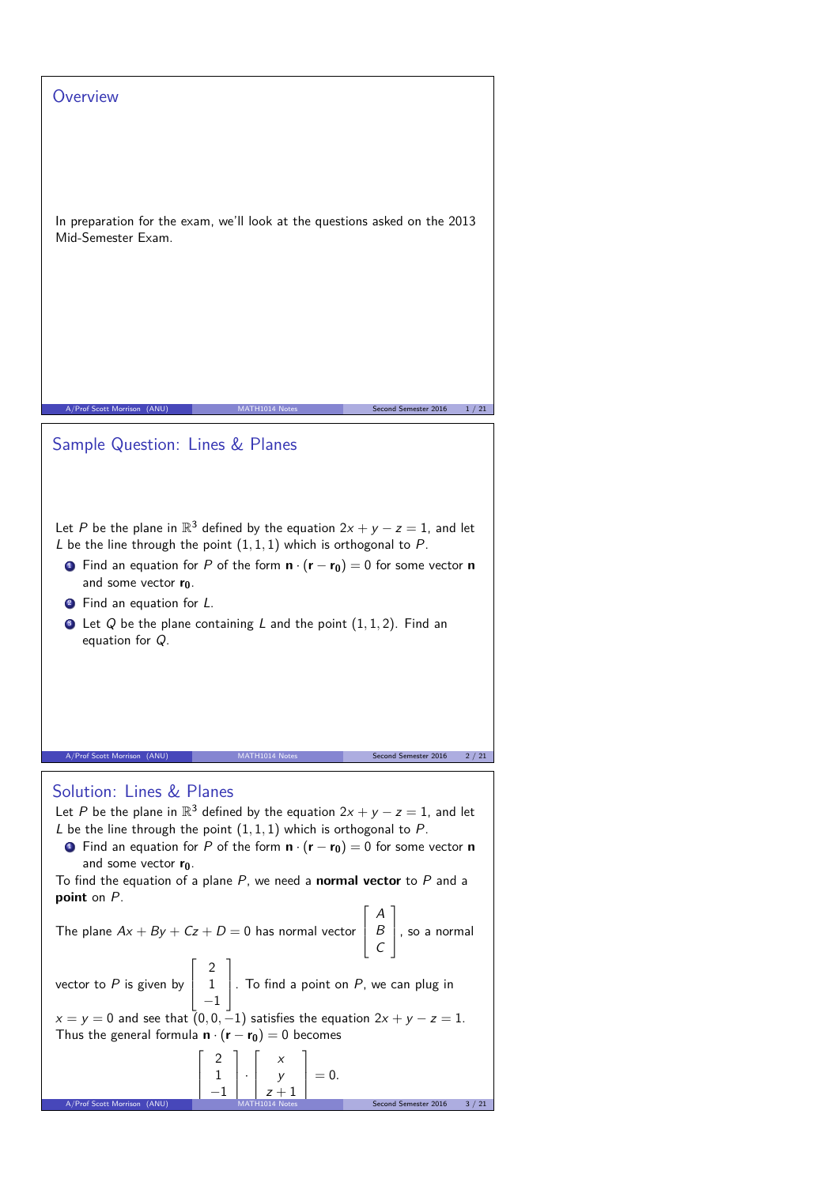## Overview

In preparation for the exam, we'll look at the questions asked on the 2013 Mid-Semester Exam.

## Sample Question: Lines & Planes

Let $P$ be the plane in $\mathbb{R}^3$ defined by the equation $2x + y - z = 1$, and let $L$ be the line through the point $(1, 1, 1)$ which is orthogonal to $P$.

1. Find an equation for $P$ of the form $\mathbf{n} \cdot (\mathbf{r} - \mathbf{r_0}) = 0$ for some vector $\mathbf{n}$ and some vector $\mathbf{r_0}$.
2. Find an equation for $L$.
3. Let $Q$ be the plane containing $L$ and the point $(1, 1, 2)$. Find an equation for $Q$.

## Solution: Lines & Planes

Let $P$ be the plane in $\mathbb{R}^3$ defined by the equation $2x + y - z = 1$, and let $L$ be the line through the point $(1, 1, 1)$ which is orthogonal to $P$.

1. Find an equation for $P$ of the form $\mathbf{n} \cdot (\mathbf{r} - \mathbf{r_0}) = 0$ for some vector $\mathbf{n}$ and some vector $\mathbf{r_0}$.

To find the equation of a plane $P$, we need a **normal vector** to $P$ and a **point** on $P$.

The plane $Ax + By + Cz + D = 0$ has normal vector $\begin{bmatrix} A \\ B \\ C \end{bmatrix}$, so a normal vector to $P$ is given by $\begin{bmatrix} 2 \\ 1 \\ -1 \end{bmatrix}$. To find a point on $P$, we can plug in $x = y = 0$ and see that $(0, 0, -1)$ satisfies the equation $2x + y - z = 1$. Thus the general formula $\mathbf{n} \cdot (\mathbf{r} - \mathbf{r_0}) = 0$ becomes

$$\begin{bmatrix} 2 \\ 1 \\ -1 \end{bmatrix} \cdot \begin{bmatrix} x \\ y \\ z+1 \end{bmatrix} = 0.$$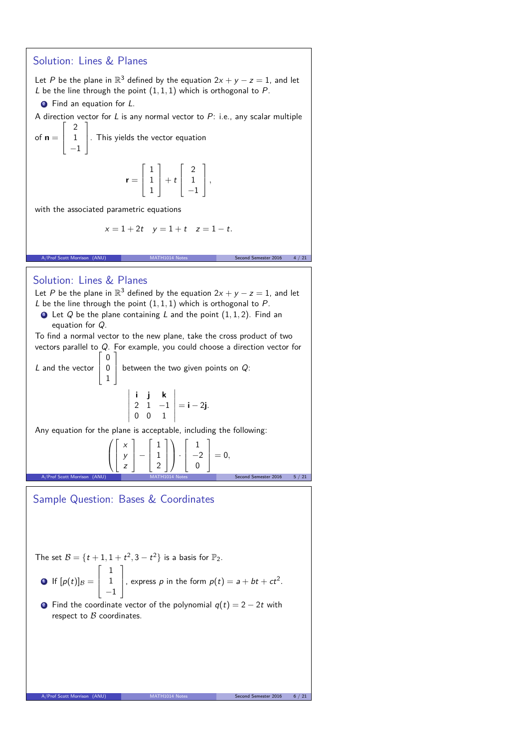## Solution: Lines & Planes

Let $P$ be the plane in $\mathbb{R}^3$ defined by the equation $2x + y - z = 1$, and let $L$ be the line through the point $(1, 1, 1)$ which is orthogonal to $P$.

2. Find an equation for $L$.

A direction vector for $L$ is any normal vector to $P$: i.e., any scalar multiple of $\mathbf{n} = \begin{bmatrix} 2 \\ 1 \\ -1 \end{bmatrix}$. This yields the vector equation

$$\mathbf{r} = \begin{bmatrix} 1 \\ 1 \\ 1 \end{bmatrix} + t \begin{bmatrix} 2 \\ 1 \\ -1 \end{bmatrix},$$

with the associated parametric equations

$$x = 1 + 2t \quad y = 1 + t \quad z = 1 - t.$$

## Solution: Lines & Planes

Let $P$ be the plane in $\mathbb{R}^3$ defined by the equation $2x + y - z = 1$, and let $L$ be the line through the point $(1, 1, 1)$ which is orthogonal to $P$.

3. Let $Q$ be the plane containing $L$ and the point $(1, 1, 2)$. Find an equation for $Q$.

To find a normal vector to the new plane, take the cross product of two vectors parallel to $Q$. For example, you could choose a direction vector for $L$ and the vector $\begin{bmatrix} 0 \\ 0 \\ 1 \end{bmatrix}$ between the two given points on $Q$:

$$\begin{vmatrix} \mathbf{i} & \mathbf{j} & \mathbf{k} \\ 2 & 1 & -1 \\ 0 & 0 & 1 \end{vmatrix} = \mathbf{i} - 2\mathbf{j}.$$

Any equation for the plane is acceptable, including the following:

$$\left( \begin{bmatrix} x \\ y \\ z \end{bmatrix} - \begin{bmatrix} 1 \\ 1 \\ 2 \end{bmatrix} \right) \cdot \begin{bmatrix} 1 \\ -2 \\ 0 \end{bmatrix} = 0,$$

## Sample Question: Bases & Coordinates

The set $\mathcal{B} = \{t + 1, 1 + t^2, 3 - t^2\}$ is a basis for $\mathbb{P}_2$.

1. If $[p(t)]_{\mathcal{B}} = \begin{bmatrix} 1 \\ 1 \\ -1 \end{bmatrix}$, express $p$ in the form $p(t) = a + bt + ct^2$.
2. Find the coordinate vector of the polynomial $q(t) = 2 - 2t$ with respect to $\mathcal{B}$ coordinates.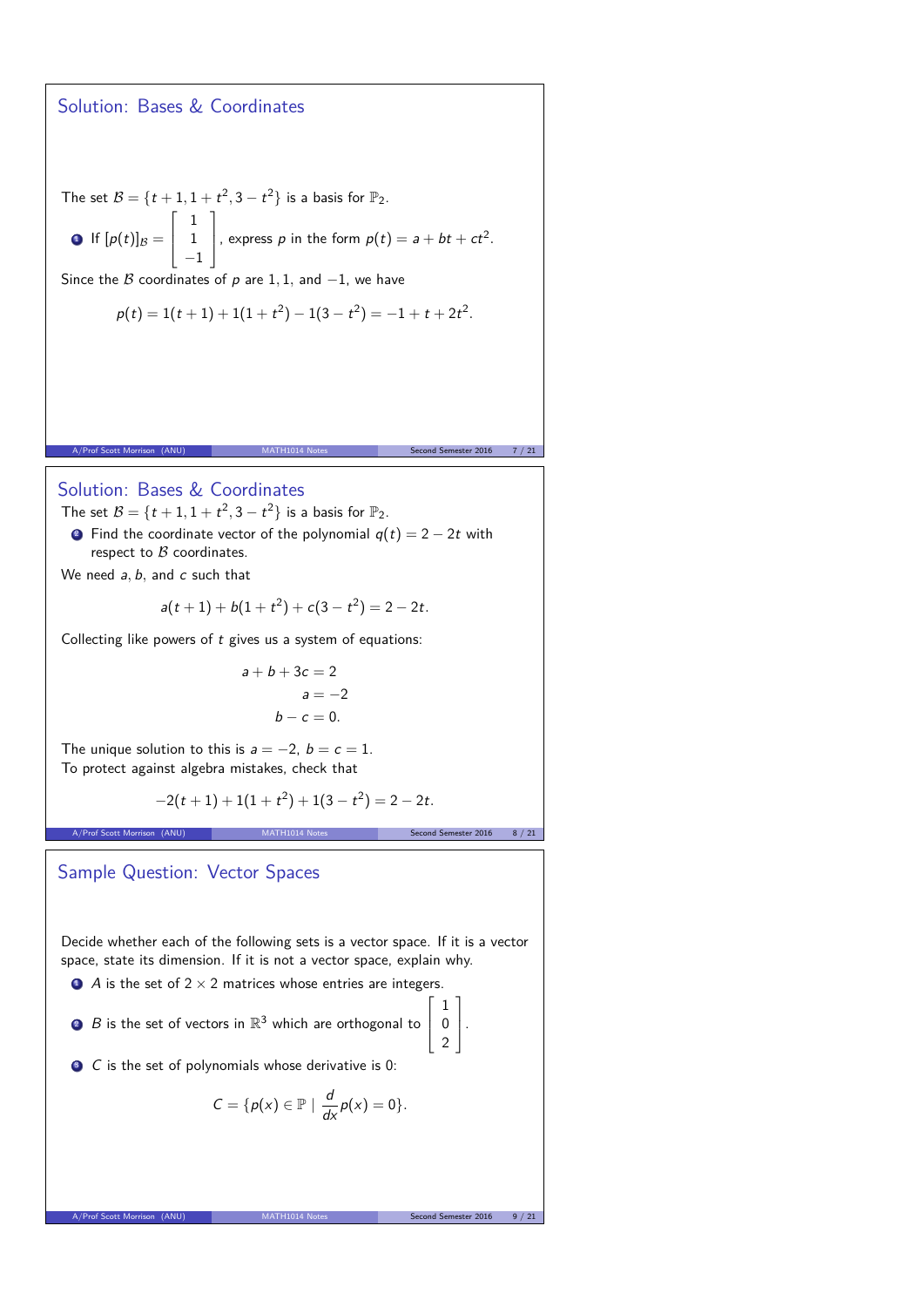## Solution: Bases & Coordinates

The set $\mathcal{B} = \{t+1, 1+t^2, 3-t^2\}$ is a basis for $\mathbb{P}_2$.

1. If $[p(t)]_{\mathcal{B}} = \begin{bmatrix} 1 \\ 1 \\ -1 \end{bmatrix}$, express $p$ in the form $p(t) = a + bt + ct^2$.

Since the $\mathcal{B}$ coordinates of $p$ are $1, 1$, and $-1$, we have

$$p(t) = 1(t+1) + 1(1+t^2) - 1(3-t^2) = -1 + t + 2t^2.$$

## Solution: Bases & Coordinates

The set $\mathcal{B} = \{t+1, 1+t^2, 3-t^2\}$ is a basis for $\mathbb{P}_2$.

2. Find the coordinate vector of the polynomial $q(t) = 2 - 2t$ with respect to $\mathcal{B}$ coordinates.

We need $a, b$, and $c$ such that

$$a(t+1) + b(1+t^2) + c(3-t^2) = 2 - 2t.$$

Collecting like powers of $t$ gives us a system of equations:

$$\begin{aligned} a + b + 3c &= 2 \\ a &= -2 \\ b - c &= 0. \end{aligned}$$

The unique solution to this is $a = -2$, $b = c = 1$.
To protect against algebra mistakes, check that

$$-2(t+1) + 1(1+t^2) + 1(3-t^2) = 2 - 2t.$$

## Sample Question: Vector Spaces

Decide whether each of the following sets is a vector space. If it is a vector space, state its dimension. If it is not a vector space, explain why.

1. $A$ is the set of $2 \times 2$ matrices whose entries are integers.
2. $B$ is the set of vectors in $\mathbb{R}^3$ which are orthogonal to $\begin{bmatrix} 1 \\ 0 \\ 2 \end{bmatrix}$.
3. $C$ is the set of polynomials whose derivative is 0:

$$C = \{p(x) \in \mathbb{P} \mid \frac{d}{dx}p(x) = 0\}.$$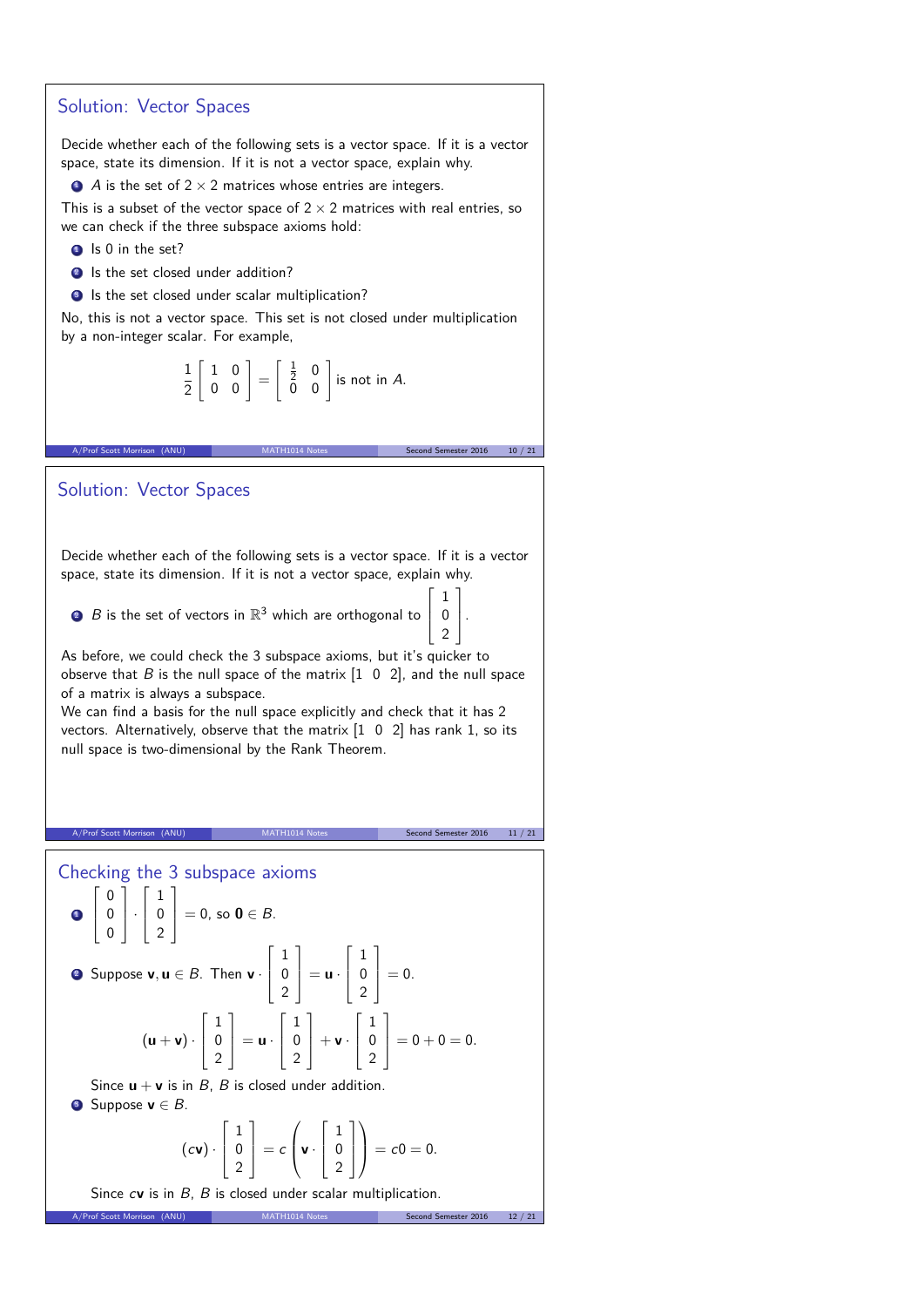## Solution: Vector Spaces

Decide whether each of the following sets is a vector space. If it is a vector space, state its dimension. If it is not a vector space, explain why.

1. $A$ is the set of $2 \times 2$ matrices whose entries are integers.

This is a subset of the vector space of $2 \times 2$ matrices with real entries, so we can check if the three subspace axioms hold:

1. Is 0 in the set?
2. Is the set closed under addition?
3. Is the set closed under scalar multiplication?

No, this is not a vector space. This set is not closed under multiplication by a non-integer scalar. For example,

$$\frac{1}{2}\begin{bmatrix} 1 & 0 \\ 0 & 0 \end{bmatrix} = \begin{bmatrix} \frac{1}{2} & 0 \\ 0 & 0 \end{bmatrix} \text{ is not in } A.$$

## Solution: Vector Spaces

Decide whether each of the following sets is a vector space. If it is a vector space, state its dimension. If it is not a vector space, explain why.

2. $B$ is the set of vectors in $\mathbb{R}^3$ which are orthogonal to $\begin{bmatrix} 1 \\ 0 \\ 2 \end{bmatrix}$.

As before, we could check the 3 subspace axioms, but it's quicker to observe that $B$ is the null space of the matrix $[1 \;\; 0 \;\; 2]$, and the null space of a matrix is always a subspace.

We can find a basis for the null space explicitly and check that it has 2 vectors. Alternatively, observe that the matrix $[1 \;\; 0 \;\; 2]$ has rank 1, so its null space is two-dimensional by the Rank Theorem.

## Checking the 3 subspace axioms

1. $\begin{bmatrix} 0 \\ 0 \\ 0 \end{bmatrix} \cdot \begin{bmatrix} 1 \\ 0 \\ 2 \end{bmatrix} = 0$, so $\mathbf{0} \in B$.
2. Suppose $\mathbf{v}, \mathbf{u} \in B$. Then $\mathbf{v} \cdot \begin{bmatrix} 1 \\ 0 \\ 2 \end{bmatrix} = \mathbf{u} \cdot \begin{bmatrix} 1 \\ 0 \\ 2 \end{bmatrix} = 0$.

$$(\mathbf{u} + \mathbf{v}) \cdot \begin{bmatrix} 1 \\ 0 \\ 2 \end{bmatrix} = \mathbf{u} \cdot \begin{bmatrix} 1 \\ 0 \\ 2 \end{bmatrix} + \mathbf{v} \cdot \begin{bmatrix} 1 \\ 0 \\ 2 \end{bmatrix} = 0 + 0 = 0.$$

   Since $\mathbf{u} + \mathbf{v}$ is in $B$, $B$ is closed under addition.

3. Suppose $\mathbf{v} \in B$.

$$(c\mathbf{v}) \cdot \begin{bmatrix} 1 \\ 0 \\ 2 \end{bmatrix} = c\left(\mathbf{v} \cdot \begin{bmatrix} 1 \\ 0 \\ 2 \end{bmatrix}\right) = c0 = 0.$$

   Since $c\mathbf{v}$ is in $B$, $B$ is closed under scalar multiplication.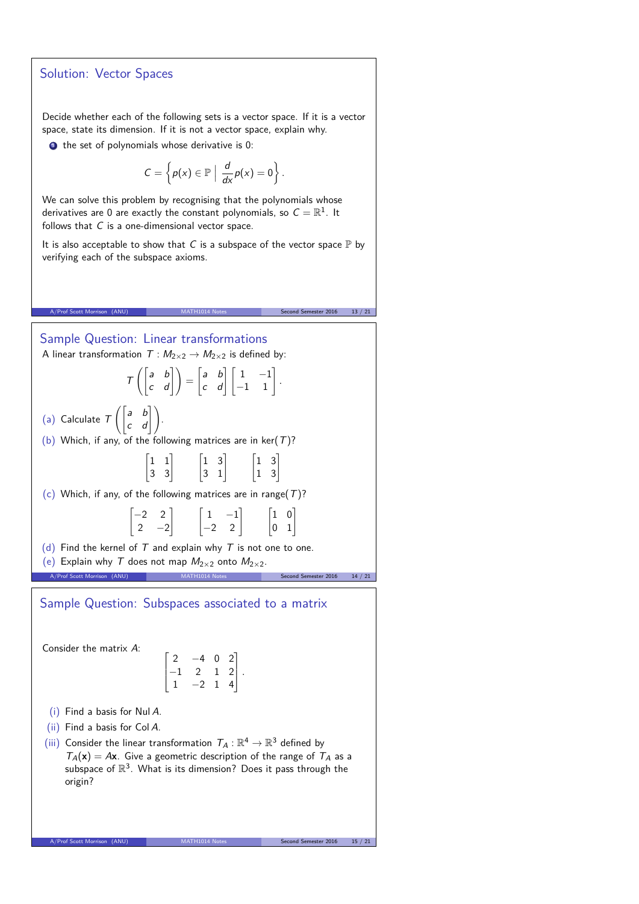## Solution: Vector Spaces

Decide whether each of the following sets is a vector space. If it is a vector space, state its dimension. If it is not a vector space, explain why.

5. the set of polynomials whose derivative is 0:

$$C = \left\{ p(x) \in \mathbb{P} \;\middle|\; \frac{d}{dx}p(x) = 0 \right\}.$$

We can solve this problem by recognising that the polynomials whose derivatives are 0 are exactly the constant polynomials, so $C = \mathbb{R}^1$. It follows that $C$ is a one-dimensional vector space.

It is also acceptable to show that $C$ is a subspace of the vector space $\mathbb{P}$ by verifying each of the subspace axioms.

## Sample Question: Linear transformations

A linear transformation $T : M_{2\times 2} \to M_{2\times 2}$ is defined by:

$$T\left(\begin{bmatrix} a & b \\ c & d \end{bmatrix}\right) = \begin{bmatrix} a & b \\ c & d \end{bmatrix}\begin{bmatrix} 1 & -1 \\ -1 & 1 \end{bmatrix}.$$

(a) Calculate $T\left(\begin{bmatrix} a & b \\ c & d \end{bmatrix}\right)$.

(b) Which, if any, of the following matrices are in $\ker(T)$?

$$\begin{bmatrix} 1 & 1 \\ 3 & 3 \end{bmatrix} \qquad \begin{bmatrix} 1 & 3 \\ 3 & 1 \end{bmatrix} \qquad \begin{bmatrix} 1 & 3 \\ 1 & 3 \end{bmatrix}$$

(c) Which, if any, of the following matrices are in $\text{range}(T)$?

$$\begin{bmatrix} -2 & 2 \\ 2 & -2 \end{bmatrix} \qquad \begin{bmatrix} 1 & -1 \\ -2 & 2 \end{bmatrix} \qquad \begin{bmatrix} 1 & 0 \\ 0 & 1 \end{bmatrix}$$

(d) Find the kernel of $T$ and explain why $T$ is not one to one.

(e) Explain why $T$ does not map $M_{2\times 2}$ onto $M_{2\times 2}$.

## Sample Question: Subspaces associated to a matrix

Consider the matrix $A$:

$$\begin{bmatrix} 2 & -4 & 0 & 2 \\ -1 & 2 & 1 & 2 \\ 1 & -2 & 1 & 4 \end{bmatrix}.$$

(i) Find a basis for $\text{Nul}\, A$.

(ii) Find a basis for $\text{Col}\, A$.

(iii) Consider the linear transformation $T_A : \mathbb{R}^4 \to \mathbb{R}^3$ defined by $T_A(\mathbf{x}) = A\mathbf{x}$. Give a geometric description of the range of $T_A$ as a subspace of $\mathbb{R}^3$. What is its dimension? Does it pass through the origin?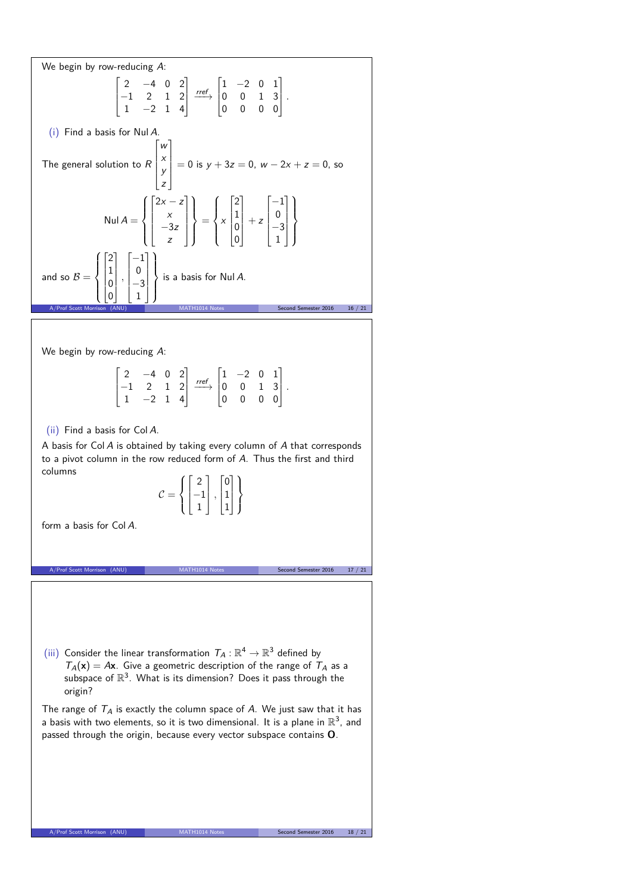We begin by row-reducing $A$:

$$\begin{bmatrix} 2 & -4 & 0 & 2 \\ -1 & 2 & 1 & 2 \\ 1 & -2 & 1 & 4 \end{bmatrix} \xrightarrow{rref} \begin{bmatrix} 1 & -2 & 0 & 1 \\ 0 & 0 & 1 & 3 \\ 0 & 0 & 0 & 0 \end{bmatrix}.$$

(i) Find a basis for Nul $A$.

The general solution to $R \begin{bmatrix} w \\ x \\ y \\ z \end{bmatrix} = 0$ is $y + 3z = 0$, $w - 2x + z = 0$, so

$$\text{Nul}\, A = \left\{ \begin{bmatrix} 2x - z \\ x \\ -3z \\ z \end{bmatrix} \right\} = \left\{ x \begin{bmatrix} 2 \\ 1 \\ 0 \\ 0 \end{bmatrix} + z \begin{bmatrix} -1 \\ 0 \\ -3 \\ 1 \end{bmatrix} \right\}$$

and so $\mathcal{B} = \left\{ \begin{bmatrix} 2 \\ 1 \\ 0 \\ 0 \end{bmatrix}, \begin{bmatrix} -1 \\ 0 \\ -3 \\ 1 \end{bmatrix} \right\}$ is a basis for Nul $A$.

We begin by row-reducing $A$:

$$\begin{bmatrix} 2 & -4 & 0 & 2 \\ -1 & 2 & 1 & 2 \\ 1 & -2 & 1 & 4 \end{bmatrix} \xrightarrow{rref} \begin{bmatrix} 1 & -2 & 0 & 1 \\ 0 & 0 & 1 & 3 \\ 0 & 0 & 0 & 0 \end{bmatrix}.$$

(ii) Find a basis for Col $A$.

A basis for Col $A$ is obtained by taking every column of $A$ that corresponds to a pivot column in the row reduced form of $A$. Thus the first and third columns

$$\mathcal{C} = \left\{ \begin{bmatrix} 2 \\ -1 \\ 1 \end{bmatrix}, \begin{bmatrix} 0 \\ 1 \\ 1 \end{bmatrix} \right\}$$

form a basis for Col $A$.

(iii) Consider the linear transformation $T_A : \mathbb{R}^4 \to \mathbb{R}^3$ defined by $T_A(\mathbf{x}) = A\mathbf{x}$. Give a geometric description of the range of $T_A$ as a subspace of $\mathbb{R}^3$. What is its dimension? Does it pass through the origin?

The range of $T_A$ is exactly the column space of $A$. We just saw that it has a basis with two elements, so it is two dimensional. It is a plane in $\mathbb{R}^3$, and passed through the origin, because every vector subspace contains $\mathbf{O}$.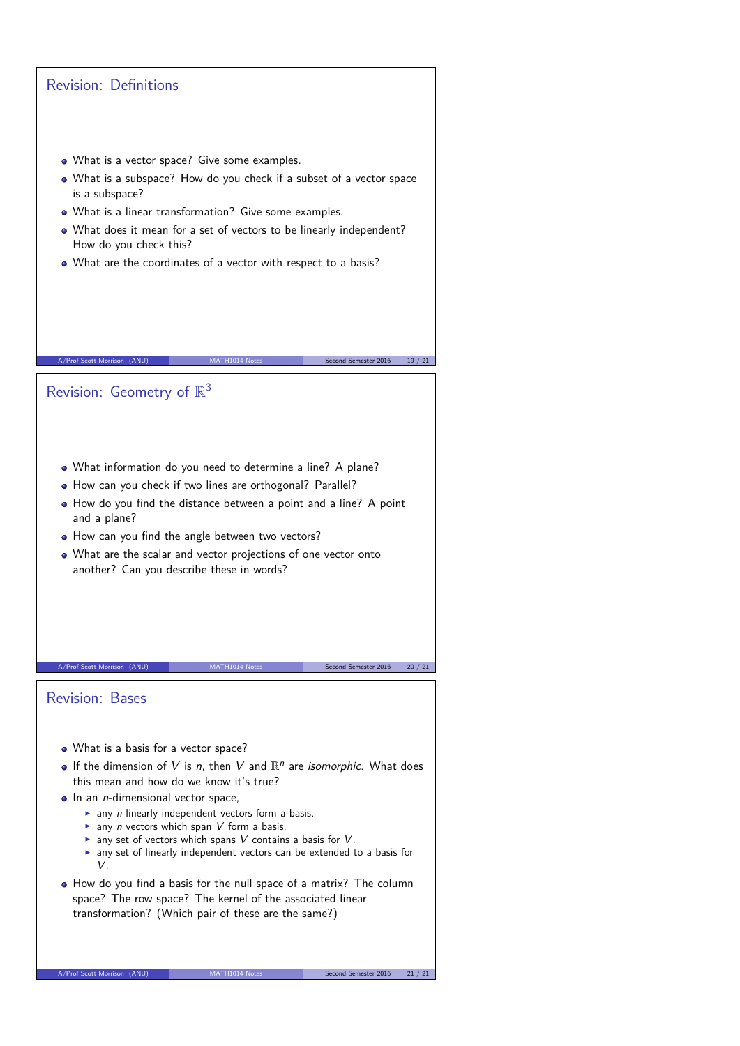## Revision: Definitions

- What is a vector space? Give some examples.
- What is a subspace? How do you check if a subset of a vector space is a subspace?
- What is a linear transformation? Give some examples.
- What does it mean for a set of vectors to be linearly independent? How do you check this?
- What are the coordinates of a vector with respect to a basis?

## Revision: Geometry of $\mathbb{R}^3$

- What information do you need to determine a line? A plane?
- How can you check if two lines are orthogonal? Parallel?
- How do you find the distance between a point and a line? A point and a plane?
- How can you find the angle between two vectors?
- What are the scalar and vector projections of one vector onto another? Can you describe these in words?

## Revision: Bases

- What is a basis for a vector space?
- If the dimension of $V$ is $n$, then $V$ and $\mathbb{R}^n$ are *isomorphic*. What does this mean and how do we know it's true?
- In an $n$-dimensional vector space,
  - any $n$ linearly independent vectors form a basis.
  - any $n$ vectors which span $V$ form a basis.
  - any set of vectors which spans $V$ contains a basis for $V$.
  - any set of linearly independent vectors can be extended to a basis for $V$.
- How do you find a basis for the null space of a matrix? The column space? The row space? The kernel of the associated linear transformation? (Which pair of these are the same?)